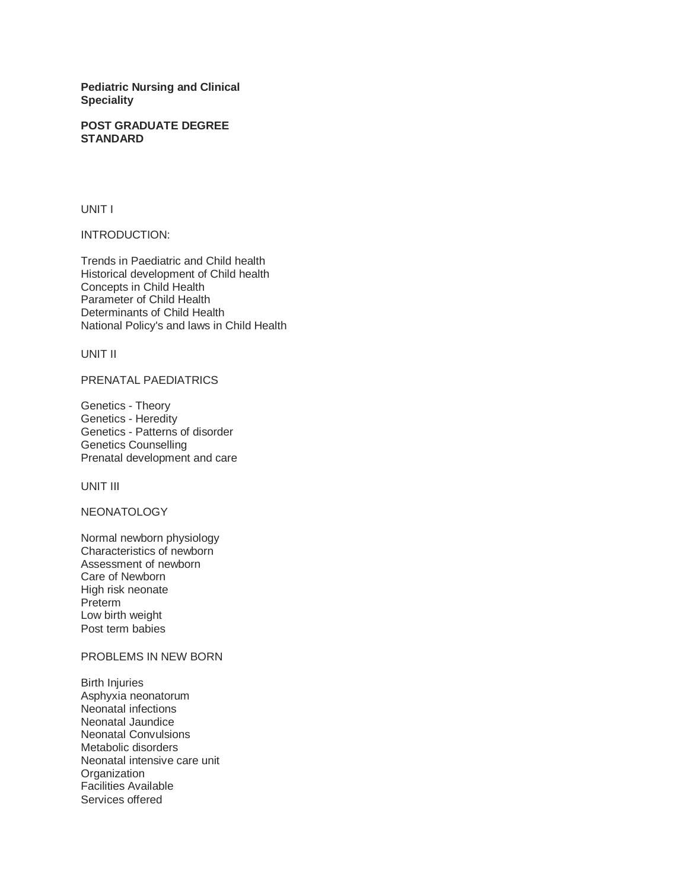**Pediatric Nursing and Clinical Speciality**

**POST GRADUATE DEGREE STANDARD**

UNIT I

INTRODUCTION:

Trends in Paediatric and Child health
Historical development of Child health
Concepts in Child Health
Parameter of Child Health
Determinants of Child Health
National Policy's and laws in Child Health

UNIT II

PRENATAL PAEDIATRICS

Genetics - Theory
Genetics - Heredity
Genetics - Patterns of disorder
Genetics Counselling
Prenatal development and care

UNIT III

NEONATOLOGY

Normal newborn physiology
Characteristics of newborn
Assessment of newborn
Care of Newborn
High risk neonate
Preterm
Low birth weight
Post term babies

PROBLEMS IN NEW BORN

Birth Injuries
Asphyxia neonatorum
Neonatal infections
Neonatal Jaundice
Neonatal Convulsions
Metabolic disorders
Neonatal intensive care unit
Organization
Facilities Available
Services offered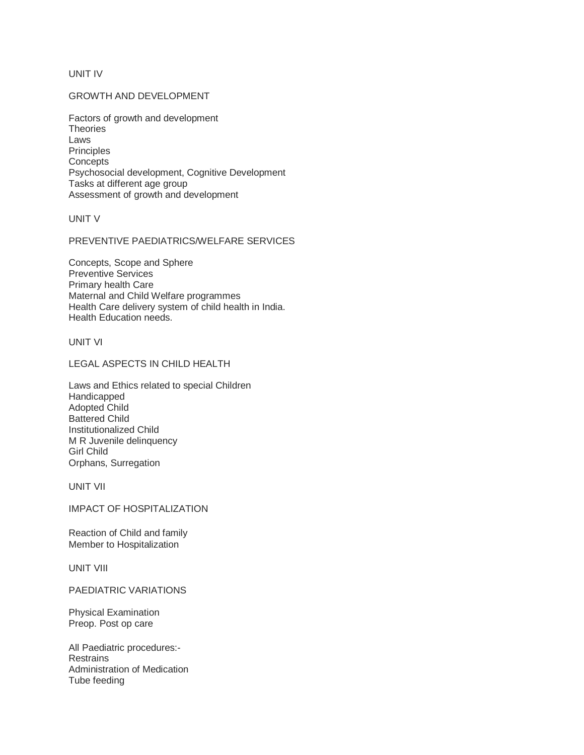## UNIT IV

### GROWTH AND DEVELOPMENT

Factors of growth and development
Theories
Laws
Principles
Concepts
Psychosocial development, Cognitive Development
Tasks at different age group
Assessment of growth and development

## UNIT V

### PREVENTIVE PAEDIATRICS/WELFARE SERVICES

Concepts, Scope and Sphere
Preventive Services
Primary health Care
Maternal and Child Welfare programmes
Health Care delivery system of child health in India.
Health Education needs.

## UNIT VI

### LEGAL ASPECTS IN CHILD HEALTH

Laws and Ethics related to special Children
Handicapped
Adopted Child
Battered Child
Institutionalized Child
M R Juvenile delinquency
Girl Child
Orphans, Surregation

## UNIT VII

### IMPACT OF HOSPITALIZATION

Reaction of Child and family
Member to Hospitalization

## UNIT VIII

### PAEDIATRIC VARIATIONS

Physical Examination
Preop. Post op care

All Paediatric procedures:-
Restrains
Administration of Medication
Tube feeding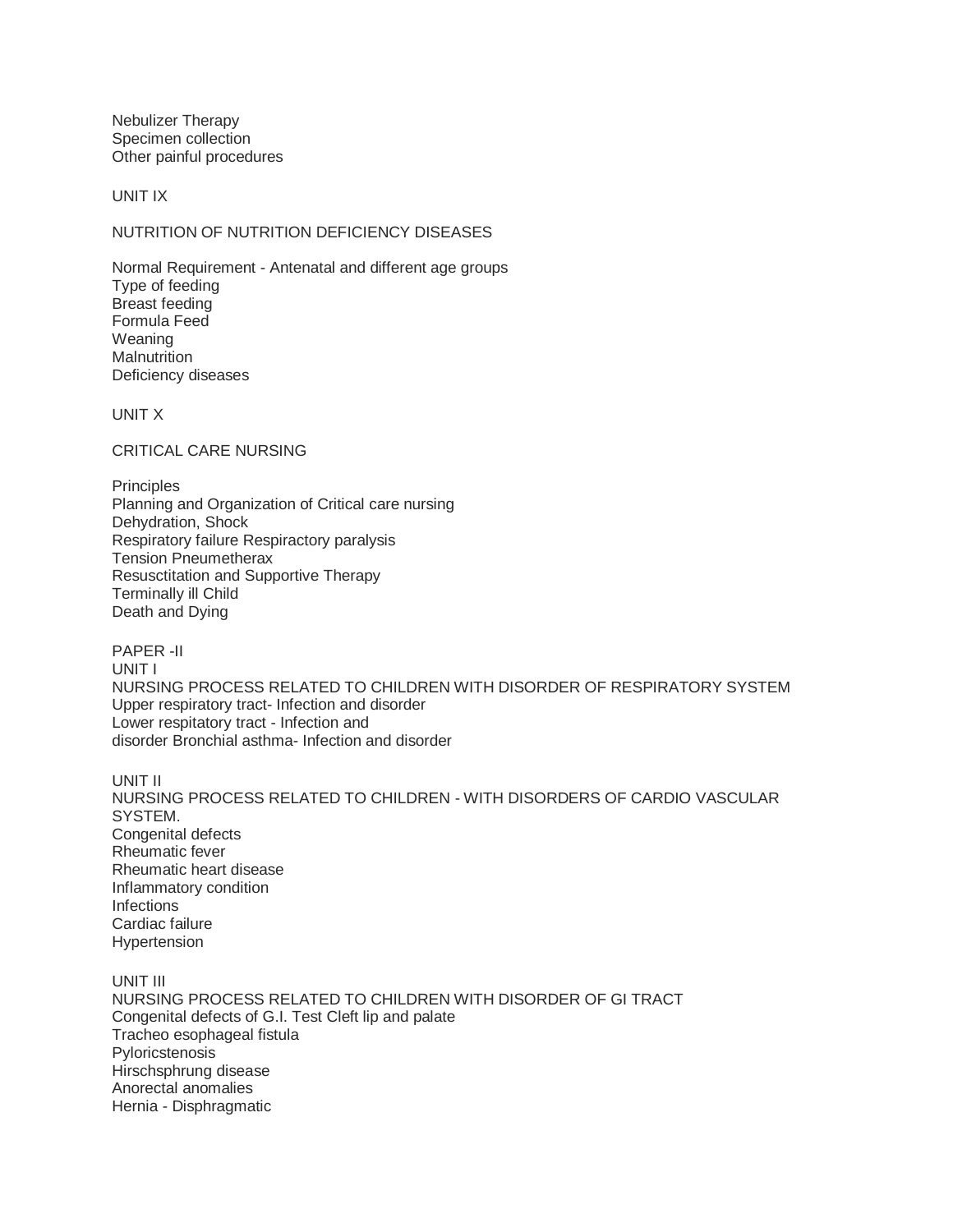Nebulizer Therapy
Specimen collection
Other painful procedures

## UNIT IX

### NUTRITION OF NUTRITION DEFICIENCY DISEASES

Normal Requirement - Antenatal and different age groups
Type of feeding
Breast feeding
Formula Feed
Weaning
Malnutrition
Deficiency diseases

## UNIT X

### CRITICAL CARE NURSING

Principles
Planning and Organization of Critical care nursing
Dehydration, Shock
Respiratory failure Respiractory paralysis
Tension Pneumetherax
Resusctitation and Supportive Therapy
Terminally ill Child
Death and Dying

# PAPER -II

## UNIT I

### NURSING PROCESS RELATED TO CHILDREN WITH DISORDER OF RESPIRATORY SYSTEM

Upper respiratory tract- Infection and disorder
Lower respitatory tract - Infection and
disorder Bronchial asthma- Infection and disorder

## UNIT II

### NURSING PROCESS RELATED TO CHILDREN - WITH DISORDERS OF CARDIO VASCULAR SYSTEM.

Congenital defects
Rheumatic fever
Rheumatic heart disease
Inflammatory condition
Infections
Cardiac failure
Hypertension

## UNIT III

### NURSING PROCESS RELATED TO CHILDREN WITH DISORDER OF GI TRACT

Congenital defects of G.I. Test Cleft lip and palate
Tracheo esophageal fistula
Pyloricstenosis
Hirschsphrung disease
Anorectal anomalies
Hernia - Disphragmatic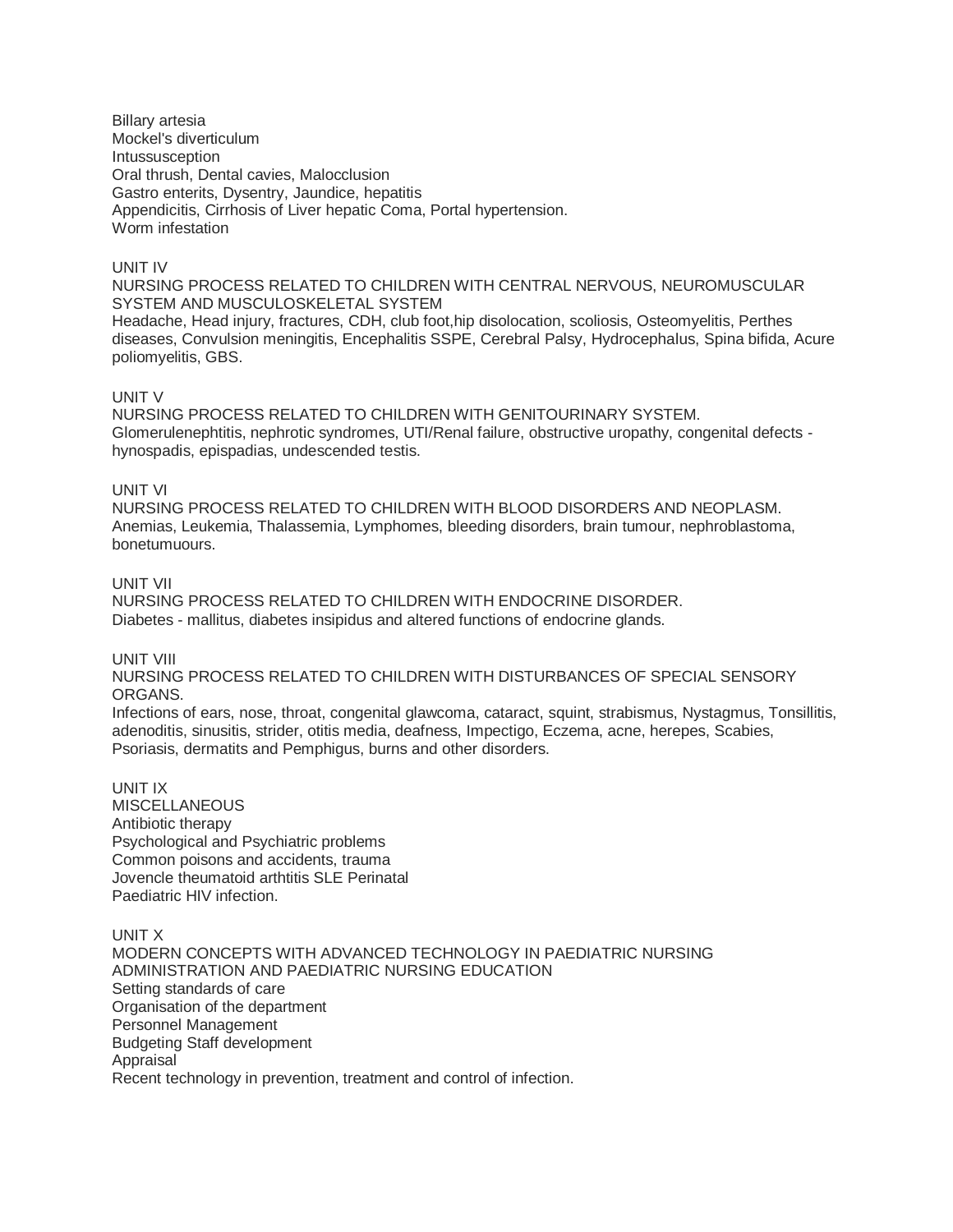Billary artesia
Mockel's diverticulum
Intussusception
Oral thrush, Dental cavies, Malocclusion
Gastro enterits, Dysentry, Jaundice, hepatitis
Appendicitis, Cirrhosis of Liver hepatic Coma, Portal hypertension.
Worm infestation

## UNIT IV

### NURSING PROCESS RELATED TO CHILDREN WITH CENTRAL NERVOUS, NEUROMUSCULAR SYSTEM AND MUSCULOSKELETAL SYSTEM

Headache, Head injury, fractures, CDH, club foot,hip disolocation, scoliosis, Osteomyelitis, Perthes diseases, Convulsion meningitis, Encephalitis SSPE, Cerebral Palsy, Hydrocephalus, Spina bifida, Acure poliomyelitis, GBS.

## UNIT V

### NURSING PROCESS RELATED TO CHILDREN WITH GENITOURINARY SYSTEM.

Glomerulenephtitis, nephrotic syndromes, UTI/Renal failure, obstructive uropathy, congenital defects - hynospadis, epispadias, undescended testis.

## UNIT VI

### NURSING PROCESS RELATED TO CHILDREN WITH BLOOD DISORDERS AND NEOPLASM.

Anemias, Leukemia, Thalassemia, Lymphomes, bleeding disorders, brain tumour, nephroblastoma, bonetumuours.

## UNIT VII

### NURSING PROCESS RELATED TO CHILDREN WITH ENDOCRINE DISORDER.

Diabetes - mallitus, diabetes insipidus and altered functions of endocrine glands.

## UNIT VIII

### NURSING PROCESS RELATED TO CHILDREN WITH DISTURBANCES OF SPECIAL SENSORY ORGANS.

Infections of ears, nose, throat, congenital glawcoma, cataract, squint, strabismus, Nystagmus, Tonsillitis, adenoditis, sinusitis, strider, otitis media, deafness, Impectigo, Eczema, acne, herepes, Scabies, Psoriasis, dermatits and Pemphigus, burns and other disorders.

## UNIT IX

### MISCELLANEOUS

Antibiotic therapy
Psychological and Psychiatric problems
Common poisons and accidents, trauma
Jovencle theumatoid arthtitis SLE Perinatal
Paediatric HIV infection.

## UNIT X

### MODERN CONCEPTS WITH ADVANCED TECHNOLOGY IN PAEDIATRIC NURSING ADMINISTRATION AND PAEDIATRIC NURSING EDUCATION

Setting standards of care
Organisation of the department
Personnel Management
Budgeting Staff development
Appraisal
Recent technology in prevention, treatment and control of infection.